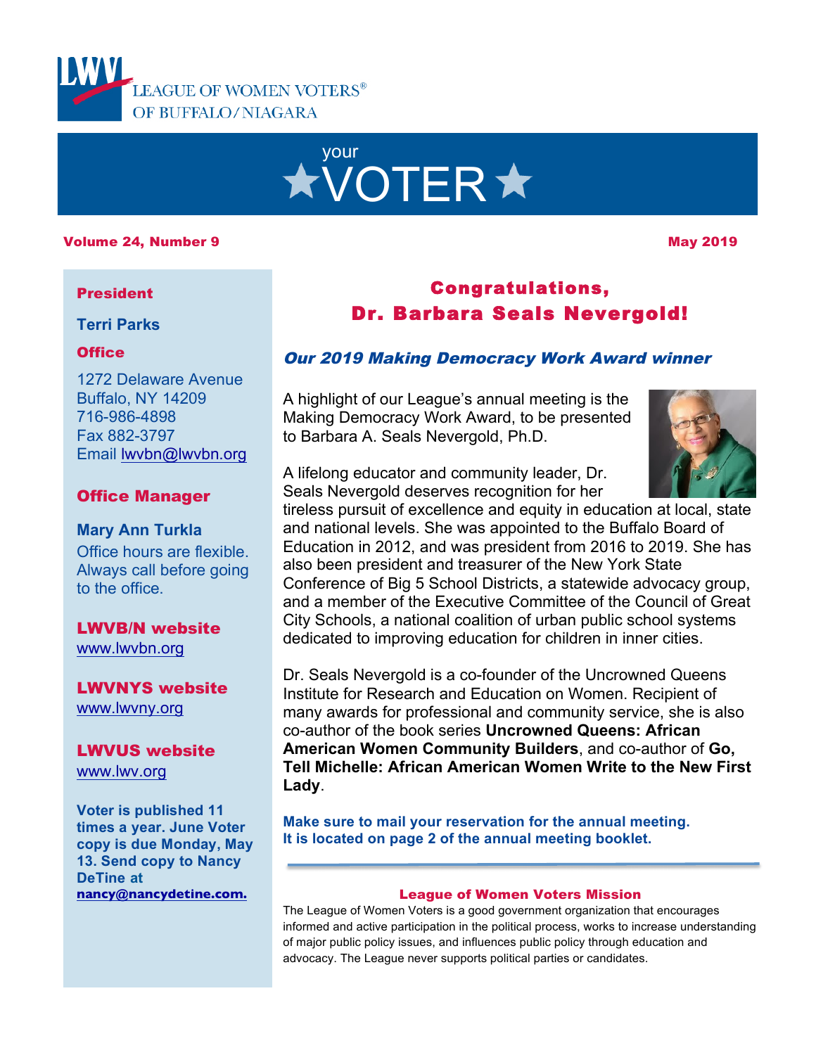LEAGUE OF WOMEN VOTERS® OF BUFFALO/NIAGARA

# your ★VOTER★

**Volume 24, Number 9** **May 2019**

**President**

**Terri Parks**

**Office**

1272 Delaware Avenue
Buffalo, NY 14209
716-986-4898
Fax 882-3797
Email lwvbn@lwvbn.org

**Office Manager**

**Mary Ann Turkla**
Office hours are flexible. Always call before going to the office.

**LWVB/N website**
www.lwvbn.org

**LWVNYS website**
www.lwvny.org

**LWVUS website**
www.lwv.org

**Voter is published 11 times a year. June Voter copy is due Monday, May 13. Send copy to Nancy DeTine at nancy@nancydetine.com.**

## Congratulations, Dr. Barbara Seals Nevergold!

### *Our 2019 Making Democracy Work Award winner*

A highlight of our League's annual meeting is the Making Democracy Work Award, to be presented to Barbara A. Seals Nevergold, Ph.D.

A lifelong educator and community leader, Dr. Seals Nevergold deserves recognition for her tireless pursuit of excellence and equity in education at local, state and national levels. She was appointed to the Buffalo Board of Education in 2012, and was president from 2016 to 2019. She has also been president and treasurer of the New York State Conference of Big 5 School Districts, a statewide advocacy group, and a member of the Executive Committee of the Council of Great City Schools, a national coalition of urban public school systems dedicated to improving education for children in inner cities.

Dr. Seals Nevergold is a co-founder of the Uncrowned Queens Institute for Research and Education on Women. Recipient of many awards for professional and community service, she is also co-author of the book series **Uncrowned Queens: African American Women Community Builders**, and co-author of **Go, Tell Michelle: African American Women Write to the New First Lady**.

**Make sure to mail your reservation for the annual meeting. It is located on page 2 of the annual meeting booklet.**

---

**League of Women Voters Mission**

The League of Women Voters is a good government organization that encourages informed and active participation in the political process, works to increase understanding of major public policy issues, and influences public policy through education and advocacy. The League never supports political parties or candidates.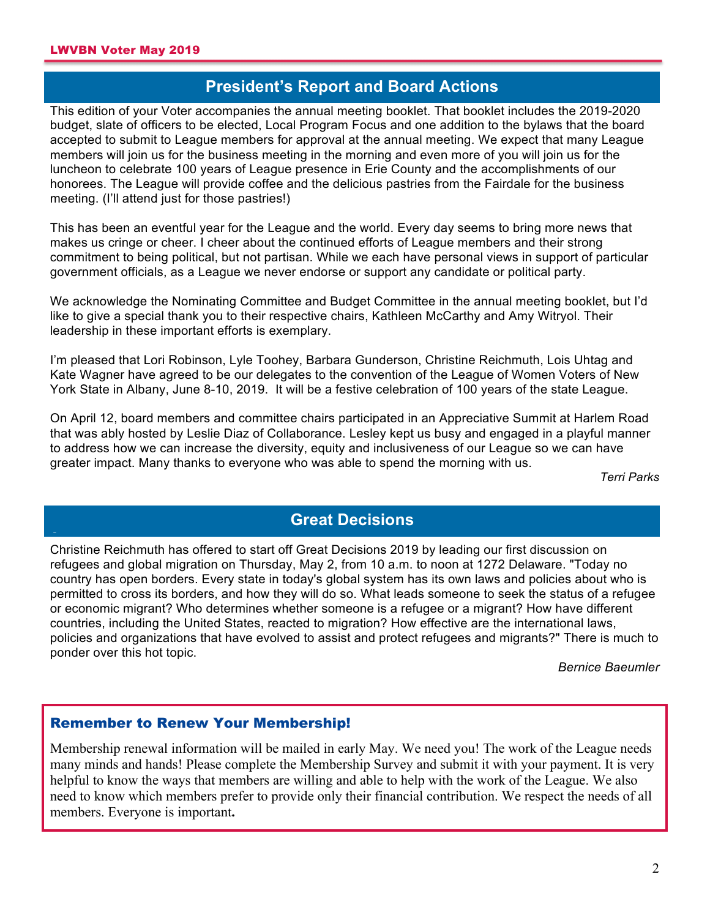## President's Report and Board Actions

This edition of your Voter accompanies the annual meeting booklet. That booklet includes the 2019-2020 budget, slate of officers to be elected, Local Program Focus and one addition to the bylaws that the board accepted to submit to League members for approval at the annual meeting. We expect that many League members will join us for the business meeting in the morning and even more of you will join us for the luncheon to celebrate 100 years of League presence in Erie County and the accomplishments of our honorees. The League will provide coffee and the delicious pastries from the Fairdale for the business meeting. (I'll attend just for those pastries!)

This has been an eventful year for the League and the world. Every day seems to bring more news that makes us cringe or cheer. I cheer about the continued efforts of League members and their strong commitment to being political, but not partisan. While we each have personal views in support of particular government officials, as a League we never endorse or support any candidate or political party.

We acknowledge the Nominating Committee and Budget Committee in the annual meeting booklet, but I'd like to give a special thank you to their respective chairs, Kathleen McCarthy and Amy Witryol. Their leadership in these important efforts is exemplary.

I'm pleased that Lori Robinson, Lyle Toohey, Barbara Gunderson, Christine Reichmuth, Lois Uhtag and Kate Wagner have agreed to be our delegates to the convention of the League of Women Voters of New York State in Albany, June 8-10, 2019. It will be a festive celebration of 100 years of the state League.

On April 12, board members and committee chairs participated in an Appreciative Summit at Harlem Road that was ably hosted by Leslie Diaz of Collaborance. Lesley kept us busy and engaged in a playful manner to address how we can increase the diversity, equity and inclusiveness of our League so we can have greater impact. Many thanks to everyone who was able to spend the morning with us.

*Terri Parks*

## Great Decisions

Christine Reichmuth has offered to start off Great Decisions 2019 by leading our first discussion on refugees and global migration on Thursday, May 2, from 10 a.m. to noon at 1272 Delaware. "Today no country has open borders. Every state in today's global system has its own laws and policies about who is permitted to cross its borders, and how they will do so. What leads someone to seek the status of a refugee or economic migrant? Who determines whether someone is a refugee or a migrant? How have different countries, including the United States, reacted to migration? How effective are the international laws, policies and organizations that have evolved to assist and protect refugees and migrants?" There is much to ponder over this hot topic.

*Bernice Baeumler*

### Remember to Renew Your Membership!

Membership renewal information will be mailed in early May. We need you! The work of the League needs many minds and hands! Please complete the Membership Survey and submit it with your payment. It is very helpful to know the ways that members are willing and able to help with the work of the League. We also need to know which members prefer to provide only their financial contribution. We respect the needs of all members. Everyone is important.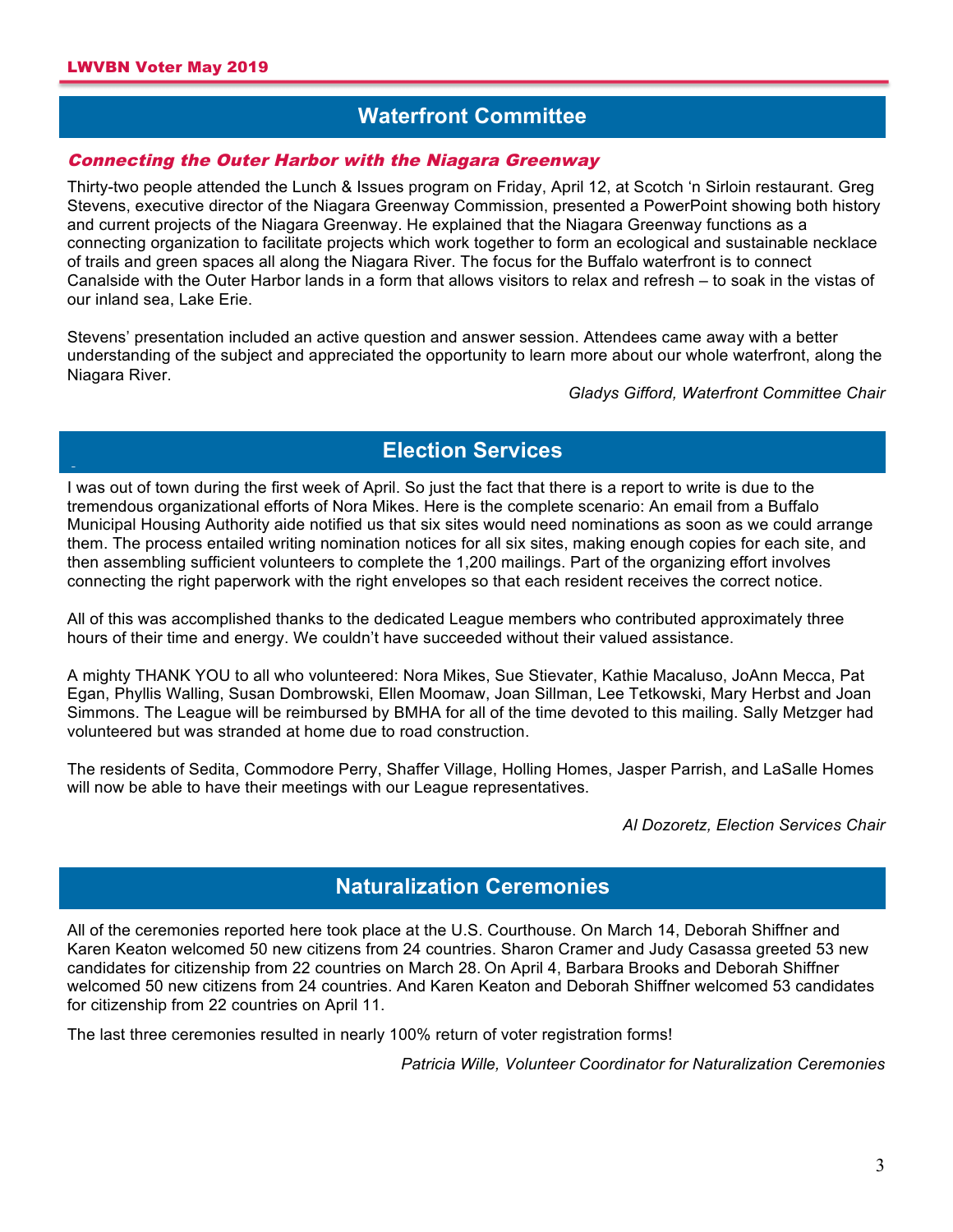## Waterfront Committee

### *Connecting the Outer Harbor with the Niagara Greenway*

Thirty-two people attended the Lunch & Issues program on Friday, April 12, at Scotch 'n Sirloin restaurant. Greg Stevens, executive director of the Niagara Greenway Commission, presented a PowerPoint showing both history and current projects of the Niagara Greenway. He explained that the Niagara Greenway functions as a connecting organization to facilitate projects which work together to form an ecological and sustainable necklace of trails and green spaces all along the Niagara River. The focus for the Buffalo waterfront is to connect Canalside with the Outer Harbor lands in a form that allows visitors to relax and refresh – to soak in the vistas of our inland sea, Lake Erie.

Stevens' presentation included an active question and answer session. Attendees came away with a better understanding of the subject and appreciated the opportunity to learn more about our whole waterfront, along the Niagara River.

*Gladys Gifford, Waterfront Committee Chair*

## Election Services

I was out of town during the first week of April. So just the fact that there is a report to write is due to the tremendous organizational efforts of Nora Mikes. Here is the complete scenario: An email from a Buffalo Municipal Housing Authority aide notified us that six sites would need nominations as soon as we could arrange them. The process entailed writing nomination notices for all six sites, making enough copies for each site, and then assembling sufficient volunteers to complete the 1,200 mailings. Part of the organizing effort involves connecting the right paperwork with the right envelopes so that each resident receives the correct notice.

All of this was accomplished thanks to the dedicated League members who contributed approximately three hours of their time and energy. We couldn't have succeeded without their valued assistance.

A mighty THANK YOU to all who volunteered: Nora Mikes, Sue Stievater, Kathie Macaluso, JoAnn Mecca, Pat Egan, Phyllis Walling, Susan Dombrowski, Ellen Moomaw, Joan Sillman, Lee Tetkowski, Mary Herbst and Joan Simmons. The League will be reimbursed by BMHA for all of the time devoted to this mailing. Sally Metzger had volunteered but was stranded at home due to road construction.

The residents of Sedita, Commodore Perry, Shaffer Village, Holling Homes, Jasper Parrish, and LaSalle Homes will now be able to have their meetings with our League representatives.

*Al Dozoretz, Election Services Chair*

## Naturalization Ceremonies

All of the ceremonies reported here took place at the U.S. Courthouse. On March 14, Deborah Shiffner and Karen Keaton welcomed 50 new citizens from 24 countries. Sharon Cramer and Judy Casassa greeted 53 new candidates for citizenship from 22 countries on March 28. On April 4, Barbara Brooks and Deborah Shiffner welcomed 50 new citizens from 24 countries. And Karen Keaton and Deborah Shiffner welcomed 53 candidates for citizenship from 22 countries on April 11.

The last three ceremonies resulted in nearly 100% return of voter registration forms!

*Patricia Wille, Volunteer Coordinator for Naturalization Ceremonies*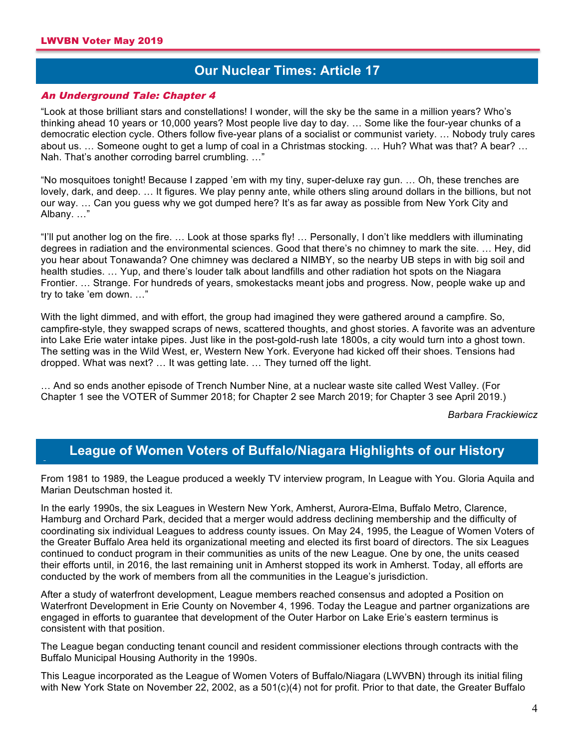## Our Nuclear Times: Article 17

### *An Underground Tale: Chapter 4*

"Look at those brilliant stars and constellations! I wonder, will the sky be the same in a million years? Who's thinking ahead 10 years or 10,000 years? Most people live day to day. … Some like the four-year chunks of a democratic election cycle. Others follow five-year plans of a socialist or communist variety. … Nobody truly cares about us. … Someone ought to get a lump of coal in a Christmas stocking. … Huh? What was that? A bear? … Nah. That's another corroding barrel crumbling. …"

"No mosquitoes tonight! Because I zapped 'em with my tiny, super-deluxe ray gun. … Oh, these trenches are lovely, dark, and deep. … It figures. We play penny ante, while others sling around dollars in the billions, but not our way. … Can you guess why we got dumped here? It's as far away as possible from New York City and Albany. …"

"I'll put another log on the fire. … Look at those sparks fly! … Personally, I don't like meddlers with illuminating degrees in radiation and the environmental sciences. Good that there's no chimney to mark the site. … Hey, did you hear about Tonawanda? One chimney was declared a NIMBY, so the nearby UB steps in with big soil and health studies. … Yup, and there's louder talk about landfills and other radiation hot spots on the Niagara Frontier. … Strange. For hundreds of years, smokestacks meant jobs and progress. Now, people wake up and try to take 'em down. …"

With the light dimmed, and with effort, the group had imagined they were gathered around a campfire. So, campfire-style, they swapped scraps of news, scattered thoughts, and ghost stories. A favorite was an adventure into Lake Erie water intake pipes. Just like in the post-gold-rush late 1800s, a city would turn into a ghost town. The setting was in the Wild West, er, Western New York. Everyone had kicked off their shoes. Tensions had dropped. What was next? … It was getting late. … They turned off the light.

… And so ends another episode of Trench Number Nine, at a nuclear waste site called West Valley. (For Chapter 1 see the VOTER of Summer 2018; for Chapter 2 see March 2019; for Chapter 3 see April 2019.)

*Barbara Frackiewicz*

## League of Women Voters of Buffalo/Niagara Highlights of our History

From 1981 to 1989, the League produced a weekly TV interview program, In League with You. Gloria Aquila and Marian Deutschman hosted it.

In the early 1990s, the six Leagues in Western New York, Amherst, Aurora-Elma, Buffalo Metro, Clarence, Hamburg and Orchard Park, decided that a merger would address declining membership and the difficulty of coordinating six individual Leagues to address county issues. On May 24, 1995, the League of Women Voters of the Greater Buffalo Area held its organizational meeting and elected its first board of directors. The six Leagues continued to conduct program in their communities as units of the new League. One by one, the units ceased their efforts until, in 2016, the last remaining unit in Amherst stopped its work in Amherst. Today, all efforts are conducted by the work of members from all the communities in the League's jurisdiction.

After a study of waterfront development, League members reached consensus and adopted a Position on Waterfront Development in Erie County on November 4, 1996. Today the League and partner organizations are engaged in efforts to guarantee that development of the Outer Harbor on Lake Erie's eastern terminus is consistent with that position.

The League began conducting tenant council and resident commissioner elections through contracts with the Buffalo Municipal Housing Authority in the 1990s.

This League incorporated as the League of Women Voters of Buffalo/Niagara (LWVBN) through its initial filing with New York State on November 22, 2002, as a 501(c)(4) not for profit. Prior to that date, the Greater Buffalo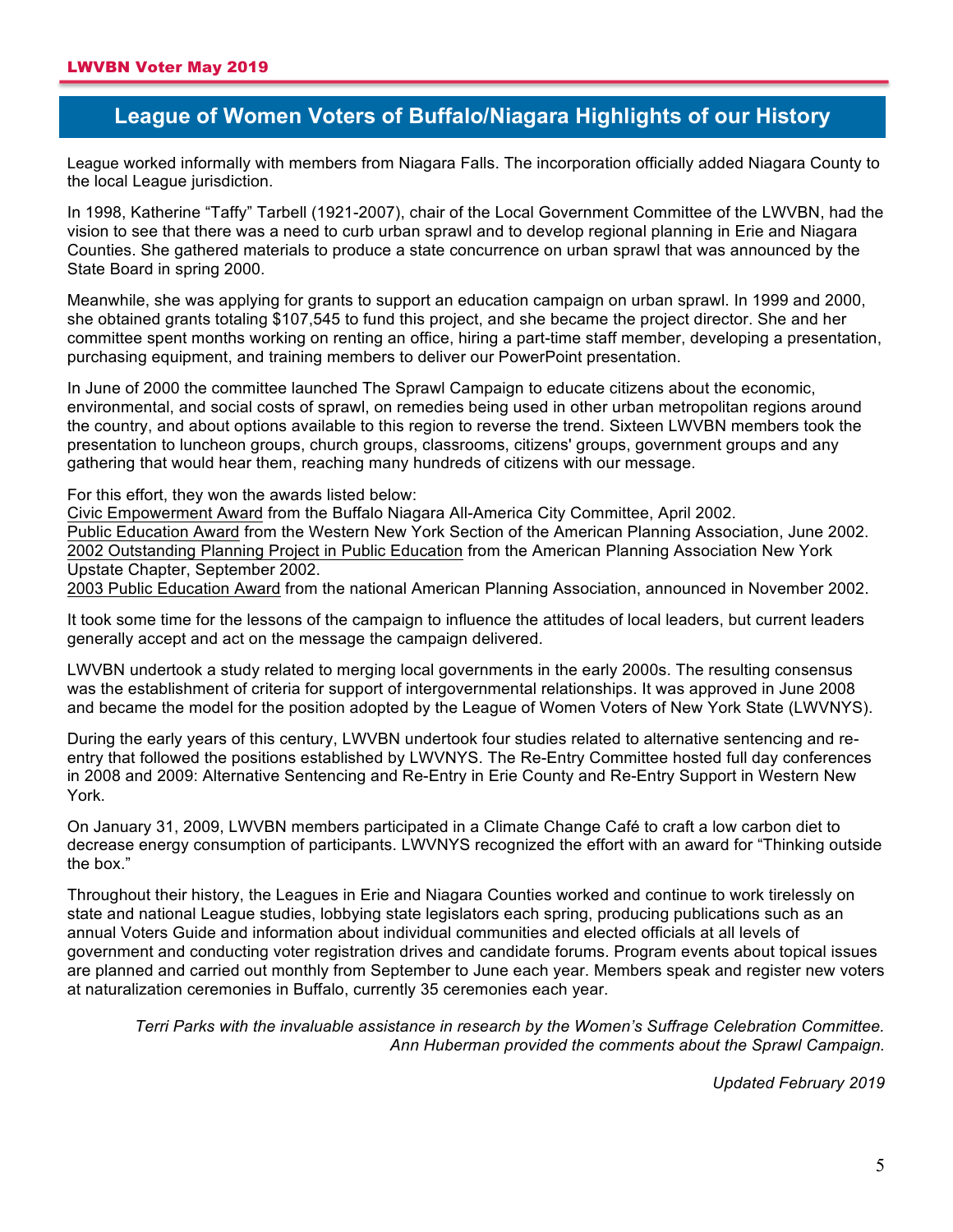## League of Women Voters of Buffalo/Niagara Highlights of our History

League worked informally with members from Niagara Falls. The incorporation officially added Niagara County to the local League jurisdiction.

In 1998, Katherine “Taffy” Tarbell (1921-2007), chair of the Local Government Committee of the LWVBN, had the vision to see that there was a need to curb urban sprawl and to develop regional planning in Erie and Niagara Counties. She gathered materials to produce a state concurrence on urban sprawl that was announced by the State Board in spring 2000.

Meanwhile, she was applying for grants to support an education campaign on urban sprawl. In 1999 and 2000, she obtained grants totaling $107,545 to fund this project, and she became the project director. She and her committee spent months working on renting an office, hiring a part-time staff member, developing a presentation, purchasing equipment, and training members to deliver our PowerPoint presentation.

In June of 2000 the committee launched The Sprawl Campaign to educate citizens about the economic, environmental, and social costs of sprawl, on remedies being used in other urban metropolitan regions around the country, and about options available to this region to reverse the trend. Sixteen LWVBN members took the presentation to luncheon groups, church groups, classrooms, citizens' groups, government groups and any gathering that would hear them, reaching many hundreds of citizens with our message.

For this effort, they won the awards listed below:
<u>Civic Empowerment Award</u> from the Buffalo Niagara All-America City Committee, April 2002.
<u>Public Education Award</u> from the Western New York Section of the American Planning Association, June 2002.
<u>2002 Outstanding Planning Project in Public Education</u> from the American Planning Association New York Upstate Chapter, September 2002.
<u>2003 Public Education Award</u> from the national American Planning Association, announced in November 2002.

It took some time for the lessons of the campaign to influence the attitudes of local leaders, but current leaders generally accept and act on the message the campaign delivered.

LWVBN undertook a study related to merging local governments in the early 2000s. The resulting consensus was the establishment of criteria for support of intergovernmental relationships. It was approved in June 2008 and became the model for the position adopted by the League of Women Voters of New York State (LWVNYS).

During the early years of this century, LWVBN undertook four studies related to alternative sentencing and re-entry that followed the positions established by LWVNYS. The Re-Entry Committee hosted full day conferences in 2008 and 2009: Alternative Sentencing and Re-Entry in Erie County and Re-Entry Support in Western New York.

On January 31, 2009, LWVBN members participated in a Climate Change Café to craft a low carbon diet to decrease energy consumption of participants. LWVNYS recognized the effort with an award for “Thinking outside the box.”

Throughout their history, the Leagues in Erie and Niagara Counties worked and continue to work tirelessly on state and national League studies, lobbying state legislators each spring, producing publications such as an annual Voters Guide and information about individual communities and elected officials at all levels of government and conducting voter registration drives and candidate forums. Program events about topical issues are planned and carried out monthly from September to June each year. Members speak and register new voters at naturalization ceremonies in Buffalo, currently 35 ceremonies each year.

*Terri Parks with the invaluable assistance in research by the Women’s Suffrage Celebration Committee. Ann Huberman provided the comments about the Sprawl Campaign.*

*Updated February 2019*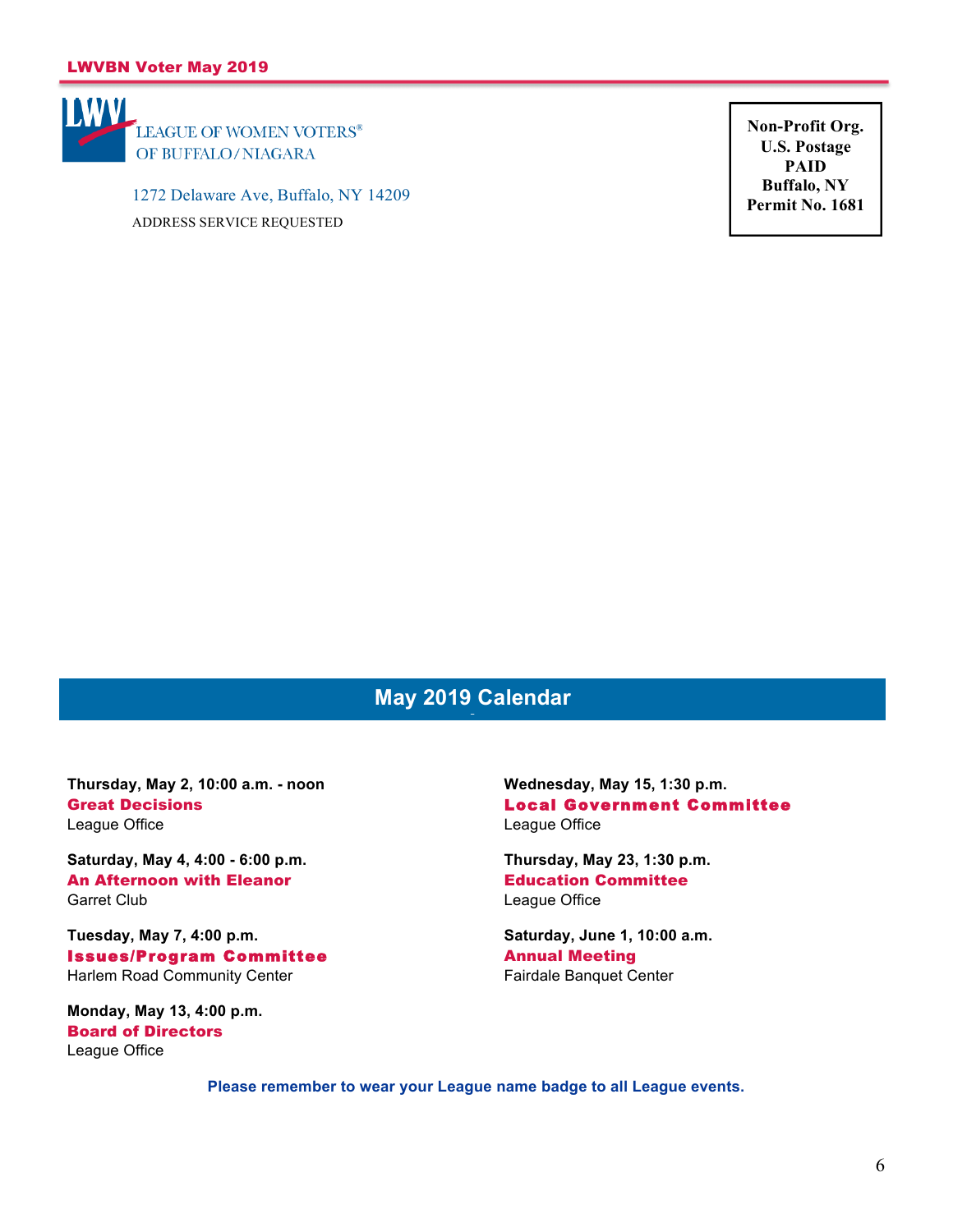LEAGUE OF WOMEN VOTERS®
OF BUFFALO/NIAGARA

1272 Delaware Ave, Buffalo, NY 14209

ADDRESS SERVICE REQUESTED

**Non-Profit Org.**
**U.S. Postage**
**PAID**
**Buffalo, NY**
**Permit No. 1681**

## May 2019 Calendar

**Thursday, May 2, 10:00 a.m. - noon**
**Great Decisions**
League Office

**Saturday, May 4, 4:00 - 6:00 p.m.**
**An Afternoon with Eleanor**
Garret Club

**Tuesday, May 7, 4:00 p.m.**
**Issues/Program Committee**
Harlem Road Community Center

**Monday, May 13, 4:00 p.m.**
**Board of Directors**
League Office

**Wednesday, May 15, 1:30 p.m.**
**Local Government Committee**
League Office

**Thursday, May 23, 1:30 p.m.**
**Education Committee**
League Office

**Saturday, June 1, 10:00 a.m.**
**Annual Meeting**
Fairdale Banquet Center

**Please remember to wear your League name badge to all League events.**